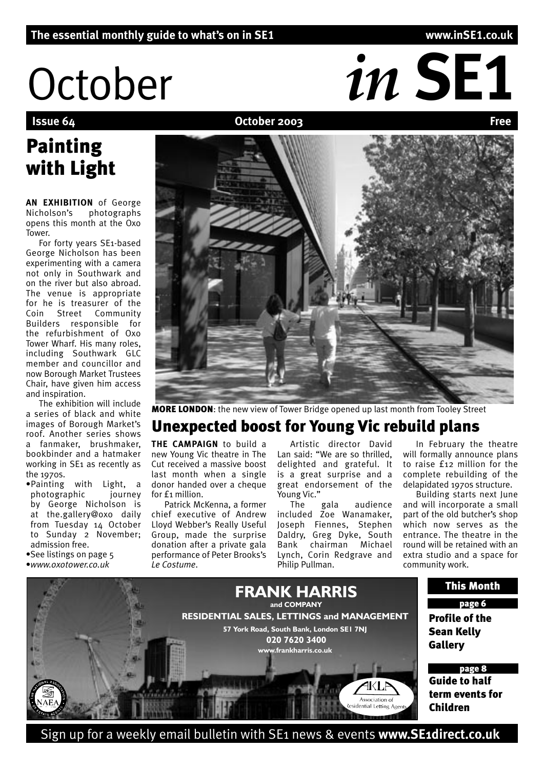The essential monthly guide to what's on in SE1 www.inSE1.co.uk

# October *in* SE1

**Issue 64** **October 2003** **Free**

## Painting with Light

**AN EXHIBITION** of George Nicholson's photographs opens this month at the Oxo Tower.

For forty years SE1-based George Nicholson has been experimenting with a camera not only in Southwark and on the river but also abroad. The venue is appropriate for he is treasurer of the Coin Street Community Builders responsible for the refurbishment of Oxo Tower Wharf. His many roles, including Southwark GLC member and councillor and now Borough Market Trustees Chair, have given him access and inspiration.

The exhibition will include a series of black and white images of Borough Market's roof. Another series shows a fanmaker, brushmaker, bookbinder and a hatmaker working in SE1 as recently as the 1970s.

- Painting with Light, a photographic journey by George Nicholson is at the.gallery@oxo daily from Tuesday 14 October to Sunday 2 November; admission free.
- See listings on page 5
- *www.oxotower.co.uk*

**MORE LONDON**: the new view of Tower Bridge opened up last month from Tooley Street

## Unexpected boost for Young Vic rebuild plans

**THE CAMPAIGN** to build a new Young Vic theatre in The Cut received a massive boost last month when a single donor handed over a cheque for £1 million.

Patrick McKenna, a former chief executive of Andrew Lloyd Webber's Really Useful Group, made the surprise donation after a private gala performance of Peter Brooks's *Le Costume*.

Artistic director David Lan said: "We are so thrilled, delighted and grateful. It is a great surprise and a great endorsement of the Young Vic."

The gala audience included Zoe Wanamaker, Joseph Fiennes, Stephen Daldry, Greg Dyke, South Bank chairman Michael Lynch, Corin Redgrave and Philip Pullman.

In February the theatre will formally announce plans to raise £12 million for the complete rebuilding of the delapidated 1970s structure.

Building starts next June and will incorporate a small part of the old butcher's shop which now serves as the entrance. The theatre in the round will be retained with an extra studio and a space for community work.

**FRANK HARRIS and COMPANY**
**RESIDENTIAL SALES, LETTINGS and MANAGEMENT**
**57 York Road, South Bank, London SE1 7NJ**
**020 7620 3400**
**www.frankharris.co.uk**

### This Month

**page 6**
**Profile of the Sean Kelly Gallery**

**page 8**
**Guide to half term events for Children**

Sign up for a weekly email bulletin with SE1 news & events **www.SE1direct.co.uk**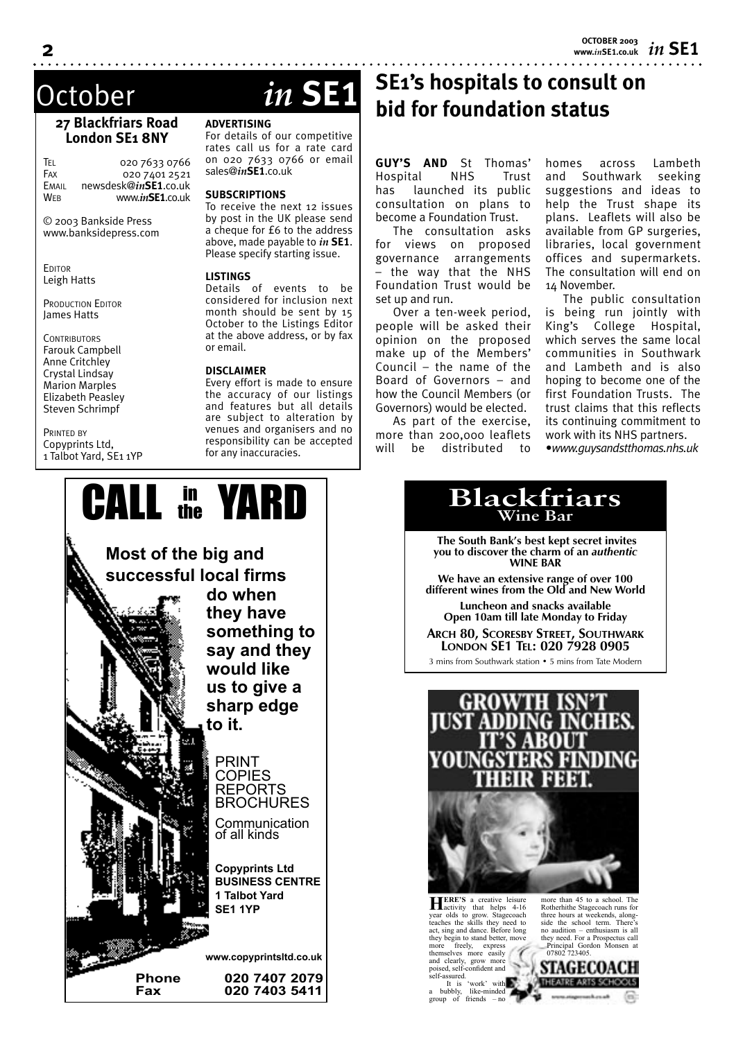# October *in* SE1

**27 Blackfriars Road London SE1 8NY**

TEL 020 7633 0766
FAX 020 7401 2521
EMAIL newsdesk@*in*SE1.co.uk
WEB www.*in*SE1.co.uk

© 2003 Bankside Press
www.banksidepress.com

EDITOR
Leigh Hatts

PRODUCTION EDITOR
James Hatts

CONTRIBUTORS
Farouk Campbell
Anne Critchley
Crystal Lindsay
Marion Marples
Elizabeth Peasley
Steven Schrimpf

PRINTED BY
Copyprints Ltd,
1 Talbot Yard, SE1 1YP

**ADVERTISING**
For details of our competitive rates call us for a rate card on 020 7633 0766 or email sales@*in*SE1.co.uk

**SUBSCRIPTIONS**
To receive the next 12 issues by post in the UK please send a cheque for £6 to the address above, made payable to *in* SE1. Please specify starting issue.

**LISTINGS**
Details of events to be considered for inclusion next month should be sent by 15 October to the Listings Editor at the above address, or by fax or email.

**DISCLAIMER**
Every effort is made to ensure the accuracy of our listings and features but all details are subject to alteration by venues and organisers and no responsibility can be accepted for any inaccuracies.

# SE1's hospitals to consult on bid for foundation status

**GUY'S AND** St Thomas' Hospital NHS Trust has launched its public consultation on plans to become a Foundation Trust.

The consultation asks for views on proposed governance arrangements – the way that the NHS Foundation Trust would be set up and run.

Over a ten-week period, people will be asked their opinion on the proposed make up of the Members' Council – the name of the Board of Governors – and how the Council Members (or Governors) would be elected.

As part of the exercise, more than 200,000 leaflets will be distributed to homes across Lambeth and Southwark seeking suggestions and ideas to help the Trust shape its plans. Leaflets will also be available from GP surgeries, libraries, local government offices and supermarkets. The consultation will end on 14 November.

The public consultation is being run jointly with King's College Hospital, which serves the same local communities in Southwark and Lambeth and is also hoping to become one of the first Foundation Trusts. The trust claims that this reflects its continuing commitment to work with its NHS partners.

•*www.guysandstthomas.nhs.uk*

**CALL in the YARD**

**Most of the big and successful local firms do when they have something to say and they would like us to give a sharp edge to it.**

PRINT
COPIES
REPORTS
BROCHURES
Communication of all kinds

**Copyprints Ltd**
**BUSINESS CENTRE**
**1 Talbot Yard**
**SE1 1YP**

**www.copyprintsltd.co.uk**

**Phone 020 7407 2079**
**Fax 020 7403 5411**

**Blackfriars Wine Bar**

**The South Bank's best kept secret invites you to discover the charm of an *authentic* WINE BAR**

**We have an extensive range of over 100 different wines from the Old and New World**

**Luncheon and snacks available**
**Open 10am till late Monday to Friday**

**ARCH 80, SCORESBY STREET, SOUTHWARK LONDON SE1 TEL: 020 7928 0905**

3 mins from Southwark station • 5 mins from Tate Modern

**GROWTH ISN'T JUST ADDING INCHES. IT'S ABOUT YOUNGSTERS FINDING THEIR FEET.**

**HERE'S** a creative leisure activity that helps 4-16 year olds to grow. Stagecoach teaches the skills they need to act, sing and dance. Before long they begin to stand better, move more freely, express themselves more easily and clearly, grow more poised, self-confident and self-assured.

It is 'work' with a bubbly, like-minded group of friends – no more than 45 to a school. The Rotherhithe Stagecoach runs for three hours at weekends, alongside the school term. There's no audition – enthusiasm is all they need. For a Prospectus call Principal Gordon Monsen at 07802 723405.

STAGECOACH THEATRE ARTS SCHOOLS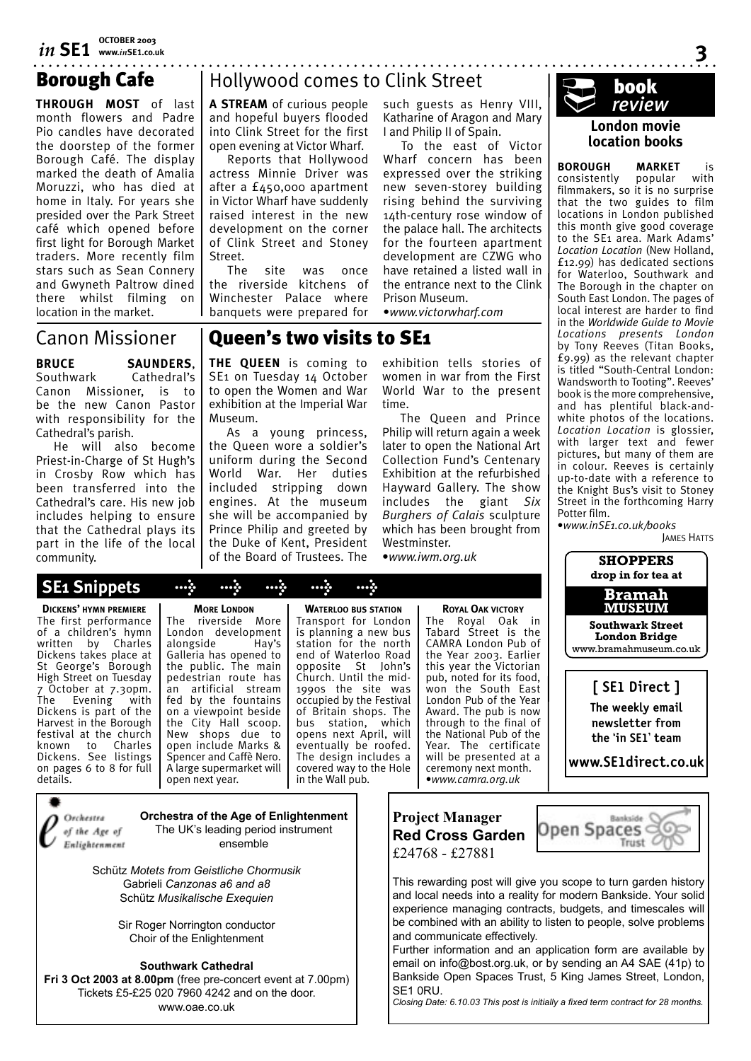## Borough Cafe

**THROUGH MOST** of last month flowers and Padre Pio candles have decorated the doorstep of the former Borough Café. The display marked the death of Amalia Moruzzi, who has died at home in Italy. For years she presided over the Park Street café which opened before first light for Borough Market traders. More recently film stars such as Sean Connery and Gwyneth Paltrow dined there whilst filming on location in the market.

## Hollywood comes to Clink Street

**A STREAM** of curious people and hopeful buyers flooded into Clink Street for the first open evening at Victor Wharf.

Reports that Hollywood actress Minnie Driver was after a £450,000 apartment in Victor Wharf have suddenly raised interest in the new development on the corner of Clink Street and Stoney Street.

The site was once the riverside kitchens of Winchester Palace where banquets were prepared for such guests as Henry VIII, Katharine of Aragon and Mary I and Philip II of Spain.

To the east of Victor Wharf concern has been expressed over the striking new seven-storey building rising behind the surviving 14th-century rose window of the palace hall. The architects for the fourteen apartment development are CZWG who have retained a listed wall in the entrance next to the Clink Prison Museum.

•*www.victorwharf.com*

## book review

### London movie location books

**BOROUGH MARKET** is consistently popular with filmmakers, so it is no surprise that the two guides to film locations in London published this month give good coverage to the SE1 area. Mark Adams' *Location Location* (New Holland, £12.99) has dedicated sections for Waterloo, Southwark and The Borough in the chapter on South East London. The pages of local interest are harder to find in the *Worldwide Guide to Movie Locations presents London* by Tony Reeves (Titan Books, £9.99) as the relevant chapter is titled "South-Central London: Wandsworth to Tooting". Reeves' book is the more comprehensive, and has plentiful black-and-white photos of the locations. *Location Location* is glossier, with larger text and fewer pictures, but many of them are in colour. Reeves is certainly up-to-date with a reference to the Knight Bus's visit to Stoney Street in the forthcoming Harry Potter film.

•*www.inSE1.co.uk/books*

JAMES HATTS

## Canon Missioner

**BRUCE SAUNDERS**, Southwark Cathedral's Canon Missioner, is to be the new Canon Pastor with responsibility for the Cathedral's parish.

He will also become Priest-in-Charge of St Hugh's in Crosby Row which has been transferred into the Cathedral's care. His new job includes helping to ensure that the Cathedral plays its part in the life of the local community.

## Queen's two visits to SE1

**THE QUEEN** is coming to SE1 on Tuesday 14 October to open the Women and War exhibition at the Imperial War Museum.

As a young princess, the Queen wore a soldier's uniform during the Second World War. Her duties included stripping down engines. At the museum she will be accompanied by Prince Philip and greeted by the Duke of Kent, President of the Board of Trustees. The exhibition tells stories of women in war from the First World War to the present time.

The Queen and Prince Philip will return again a week later to open the National Art Collection Fund's Centenary Exhibition at the refurbished Hayward Gallery. The show includes the giant *Six Burghers of Calais* sculpture which has been brought from Westminster.

•*www.iwm.org.uk*

**SHOPPERS drop in for tea at Bramah MUSEUM**
Southwark Street London Bridge
www.bramahmuseum.co.uk

**[ SE1 Direct ]**
The weekly email newsletter from the 'in SE1' team
www.SE1direct.co.uk

## SE1 Snippets

**DICKENS' HYMN PREMIERE**
The first performance of a children's hymn written by Charles Dickens takes place at St George's Borough High Street on Tuesday 7 October at 7.30pm. The Evening with Dickens is part of the Harvest in the Borough festival at the church known to Charles Dickens. See listings on pages 6 to 8 for full details.

**MORE LONDON**
The riverside More London development alongside Hay's Galleria has opened to the public. The main pedestrian route has an artificial stream fed by the fountains on a viewpoint beside the City Hall scoop. New shops due to open include Marks & Spencer and Caffè Nero. A large supermarket will open next year.

**WATERLOO BUS STATION**
Transport for London is planning a new bus station for the north end of Waterloo Road opposite St John's Church. Until the mid-1990s the site was occupied by the Festival of Britain shops. The bus station, which opens next April, will eventually be roofed. The design includes a covered way to the Hole in the Wall pub.

**ROYAL OAK VICTORY**
The Royal Oak in Tabard Street is the CAMRA London Pub of the Year 2003. Earlier this year the Victorian pub, noted for its food, won the South East London Pub of the Year Award. The pub is now through to the final of the National Pub of the Year. The certificate will be presented at a ceremony next month.
•*www.camra.org.uk*

**Orchestra of the Age of Enlightenment**
The UK's leading period instrument ensemble

Schütz *Motets from Geistliche Chormusik*
Gabrieli *Canzonas a6 and a8*
Schütz *Musikalische Exequien*

Sir Roger Norrington conductor
Choir of the Enlightenment

**Southwark Cathedral**
**Fri 3 Oct 2003 at 8.00pm** (free pre-concert event at 7.00pm)
Tickets £5-£25 020 7960 4242 and on the door.
www.oae.co.uk

**Project Manager**
**Red Cross Garden**
£24768 - £27881

Bankside Open Spaces Trust

This rewarding post will give you scope to turn garden history and local needs into a reality for modern Bankside. Your solid experience managing contracts, budgets, and timescales will be combined with an ability to listen to people, solve problems and communicate effectively.

Further information and an application form are available by email on info@bost.org.uk, or by sending an A4 SAE (41p) to Bankside Open Spaces Trust, 5 King James Street, London, SE1 0RU.

*Closing Date: 6.10.03 This post is initially a fixed term contract for 28 months.*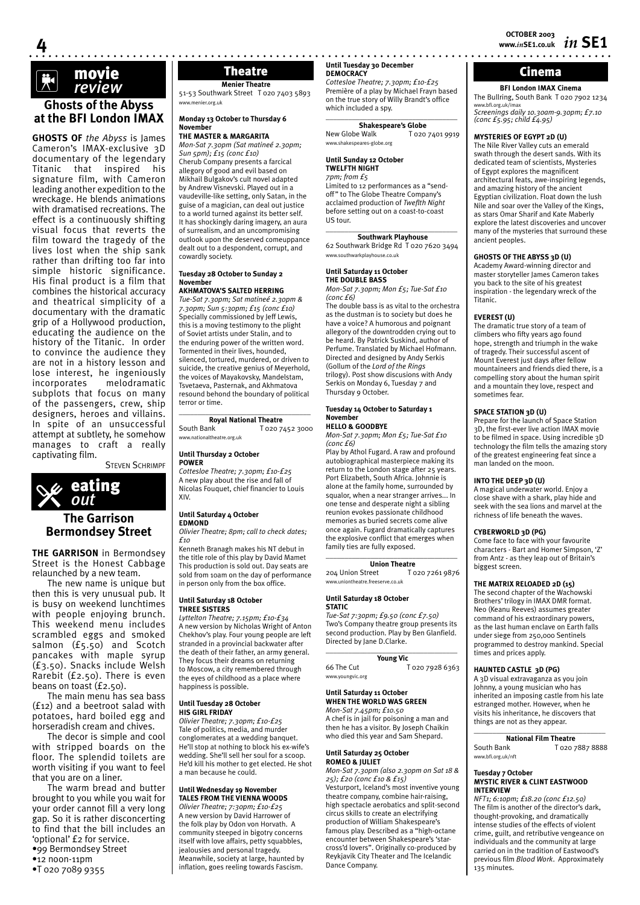## movie *review*

### Ghosts of the Abyss at the BFI London IMAX

**GHOSTS OF** *the Abyss* is James Cameron's IMAX-exclusive 3D documentary of the legendary Titanic that inspired his signature film, with Cameron leading another expedition to the wreckage. He blends animations with dramatised recreations. The effect is a continuously shifting visual focus that reverts the film toward the tragedy of the lives lost when the ship sank rather than drifting too far into simple historic significance. His final product is a film that combines the historical accuracy and theatrical simplicity of a documentary with the dramatic grip of a Hollywood production, educating the audience on the history of the Titanic. In order to convince the audience they are not in a history lesson and lose interest, he ingeniously incorporates melodramatic subplots that focus on many of the passengers, crew, ship designers, heroes and villains. In spite of an unsuccessful attempt at subtlety, he somehow manages to craft a really captivating film.

Steven Schrimpf

## eating *out*

### The Garrison Bermondsey Street

**THE GARRISON** in Bermondsey Street is the Honest Cabbage relaunched by a new team.

The new name is unique but then this is very unusual pub. It is busy on weekend lunchtimes with people enjoying brunch. This weekend menu includes scrambled eggs and smoked salmon (£5.50) and Scotch pancakes with maple syrup (£3.50). Snacks include Welsh Rarebit (£2.50). There is even beans on toast (£2.50).

The main menu has sea bass (£12) and a beetroot salad with potatoes, hard boiled egg and horseradish cream and chives.

The decor is simple and cool with stripped boards on the floor. The splendid toilets are worth visiting if you want to feel that you are on a liner.

The warm bread and butter brought to you while you wait for your order cannot fill a very long gap. So it is rather disconcerting to find that the bill includes an 'optional' £2 for service.

- 99 Bermondsey Street
- 12 noon-11pm
- T 020 7089 9355

## Theatre

**Menier Theatre**
51-53 Southwark Street T 020 7403 5893
www.menier.org.uk

**Monday 13 October to Thursday 6 November**
**THE MASTER & MARGARITA**
*Mon-Sat 7.30pm (Sat matineé 2.30pm; Sun 5pm); £15 (conc £10)*
Cherub Company presents a farcical allegory of good and evil based on Mikhail Bulgakov's cult novel adapted by Andrew Visnevski. Played out in a vaudeville-like setting, only Satan, in the guise of a magician, can deal out justice to a world turned against its better self. It has shockingly daring imagery, an aura of surrealism, and an uncompromising outlook upon the deserved comeuppance dealt out to a despondent, corrupt, and cowardly society.

**Tuesday 28 October to Sunday 2 November**
**AKHMATOVA'S SALTED HERRING**
*Tue-Sat 7.30pm; Sat matineé 2.30pm & 7.30pm; Sun 5:30pm; £15 (conc £10)*
Specially commissioned by Jeff Lewis, this is a moving testimony to the plight of Soviet artists under Stalin, and to the enduring power of the written word. Tormented in their lives, hounded, silenced, tortured, murdered, or driven to suicide, the creative genius of Meyerhold, the voices of Mayakovsky, Mandelstam, Tsvetaeva, Pasternak, and Akhmatova resound behond the boundary of political terror or time.

**Royal National Theatre**
South Bank T 020 7452 3000
www.nationaltheatre.org.uk

**Until Thursday 2 October**
**POWER**
*Cottesloe Theatre; 7.30pm; £10-£25*
A new play about the rise and fall of Nicolas Fouquet, chief financier to Louis XIV.

**Until Saturday 4 October**
**EDMOND**
*Olivier Theatre; 8pm; call to check dates; £10*
Kenneth Branagh makes his NT debut in the title role of this play by David Mamet This production is sold out. Day seats are sold from 10am on the day of performance in person only from the box office.

**Until Saturday 18 October**
**THREE SISTERS**
*Lyttelton Theatre; 7.15pm; £10-£34*
A new version by Nicholas Wright of Anton Chekhov's play. Four young people are left stranded in a provincial backwater after the death of their father, an army general. They focus their dreams on returning to Moscow, a city remembered through the eyes of childhood as a place where happiness is possible.

**Until Tuesday 28 October**
**HIS GIRL FRIDAY**
*Olivier Theatre; 7.30pm; £10-£25*
Tale of politics, media, and murder conglomerates at a wedding banquet. He'll stop at nothing to block his ex-wife's wedding. She'll sell her soul for a scoop. He'd kill his mother to get elected. He shot a man because he could.

**Until Wednesday 19 November**
**TALES FROM THE VIENNA WOODS**
*Olivier Theatre; 7:30pm; £10-£25*
A new version by David Harrower of the folk play by Odon von Horvath. A community steeped in bigotry concerns itself with love affairs, petty squabbles, jealousies and personal tragedy. Meanwhile, society at large, haunted by inflation, goes reeling towards Fascism.

**Until Tuesday 30 December**
**DEMOCRACY**
*Cottesloe Theatre; 7.30pm; £10-£25*
Première of a play by Michael Frayn based on the true story of Willy Brandt's office which included a spy.

**Shakespeare's Globe**
New Globe Walk T 020 7401 9919
www.shakespeares-globe.org

**Until Sunday 12 October**
**TWELFTH NIGHT**
*7pm; from £5*
Limited to 12 performances as a "send-off" to The Globe Theatre Company's acclaimed production of *Tweflth Night* before setting out on a coast-to-coast US tour.

**Southwark Playhouse**
62 Southwark Bridge Rd T 020 7620 3494
www.southwarkplayhouse.co.uk

**Until Saturday 11 October**
**THE DOUBLE BASS**
*Mon-Sat 7.30pm; Mon £5; Tue-Sat £10 (conc £6)*
The double bass is as vital to the orchestra as the dustman is to society but does he have a voice? A humorous and poignant allegory of the downtrodden crying out to be heard. By Patrick Suskind, author of Perfume. Translated by Michael Hofmann. Directed and designed by Andy Serkis (Gollum of the *Lord of the Rings* trilogy). Post show discusions with Andy Serkis on Monday 6, Tuesday 7 and Thursday 9 October.

**Tuesday 14 October to Saturday 1 November**
**HELLO & GOODBYE**
*Mon-Sat 7.30pm; Mon £5; Tue-Sat £10 (conc £6)*
Play by Athol Fugard. A raw and profound autobiographical masterpiece making its return to the London stage after 25 years. Port Elizabeth, South Africa. Johnnie is alone at the family home, surrounded by squalor, when a near stranger arrives... In one tense and desperate night a sibling reunion evokes passionate childhood memories as buried secrets come alive once again. Fugard dramatically captures the explosive conflict that emerges when family ties are fully exposed.

**Union Theatre**
204 Union Street T 020 7261 9876
www.uniontheatre.freeserve.co.uk

**Until Saturday 18 October**
**STATIC**
*Tue-Sat 7:30pm; £9.50 (conc £7.50)*
Two's Company theatre group presents its second production. Play by Ben Glanfield. Directed by Jane D.Clarke.

**Young Vic**
66 The Cut T 020 7928 6363
www.youngvic.org

**Until Saturday 11 October**
**WHEN THE WORLD WAS GREEN**
*Mon-Sat 7.45pm; £10.50*
A chef is in jail for poisoning a man and then he has a visitor. By Joseph Chaikin who died this year and Sam Shepard.

**Until Saturday 25 October**
**ROMEO & JULIET**
*Mon-Sat 7.30pm (also 2.30pm on Sat 18 & 25); £20 (conc £10 & £15)*
Vesturport, Iceland's most inventive young theatre company, combine hair-raising, high spectacle aerobatics and split-second circus skills to create an electrifying production of William Shakespeare's famous play. Described as a "high-octane encounter between Shakespeare's 'star-cross'd lovers". Originally co-produced by Reykjavik City Theater and The Icelandic Dance Company.

## Cinema

**BFI London IMAX Cinema**
The Bullring, South Bank T 020 7902 1234
www.bfi.org.uk/imax
*Screenings daily 10.30am-9.30pm; £7.10 (conc £5.95; child £4.95)*

**MYSTERIES OF EGYPT 2D (U)**
The Nile River Valley cuts an emerald swath through the desert sands. With its dedicated team of scientists, Mysteries of Egypt explores the magnificent architectural feats, awe-inspiring legends, and amazing history of the ancient Egyptian civilization. Float down the lush Nile and soar over the Valley of the Kings, as stars Omar Sharif and Kate Maberly explore the latest discoveries and uncover many of the mysteries that surround these ancient peoples.

**GHOSTS OF THE ABYSS 3D (U)**
Academy Award-winning director and master storyteller James Cameron takes you back to the site of his greatest inspiration - the legendary wreck of the Titanic.

**EVEREST (U)**
The dramatic true story of a team of climbers who fifty years ago found hope, strength and triumph in the wake of tragedy. Their successful ascent of Mount Everest just days after fellow mountaineers and friends died there, is a compelling story about the human spirit and a mountain they love, respect and sometimes fear.

**SPACE STATION 3D (U)**
Prepare for the launch of Space Station 3D, the first-ever live action IMAX movie to be filmed in space. Using incredible 3D technology the film tells the amazing story of the greatest engineering feat since a man landed on the moon.

**INTO THE DEEP 3D (U)**
A magical underwater world. Enjoy a close shave with a shark, play hide and seek with the sea lions and marvel at the richness of life beneath the waves.

**CYBERWORLD 3D (PG)**
Come face to face with your favourite characters - Bart and Homer Simpson, 'Z' from Antz - as they leap out of Britain's biggest screen.

**THE MATRIX RELOADED 2D (15)**
The second chapter of the Wachowski Brothers' trilogy in IMAX DMR format. Neo (Keanu Reeves) assumes greater command of his extraordinary powers, as the last human enclave on Earth falls under siege from 250,000 Sentinels programmed to destroy mankind. Special times and prices apply.

**HAUNTED CASTLE 3D (PG)**
A 3D visual extravaganza as you join Johnny, a young musician who has inherited an imposing castle from his late estranged mother. However, when he visits his inheritance, he discovers that things are not as they appear.

**National Film Theatre**
South Bank T 020 7887 8888
www.bfi.org.uk/nft

**Tuesday 7 October**
**MYSTIC RIVER & CLINT EASTWOOD INTERVIEW**
*NFT1; 6:10pm; £18.20 (conc £12.50)*
The film is another of the director's dark, thought-provoking, and dramatically intense studies of the effects of violent crime, guilt, and retributive vengeance on individuals and the community at large carried on in the tradition of Eastwood's previous film *Blood Work*. Approximately 135 minutes.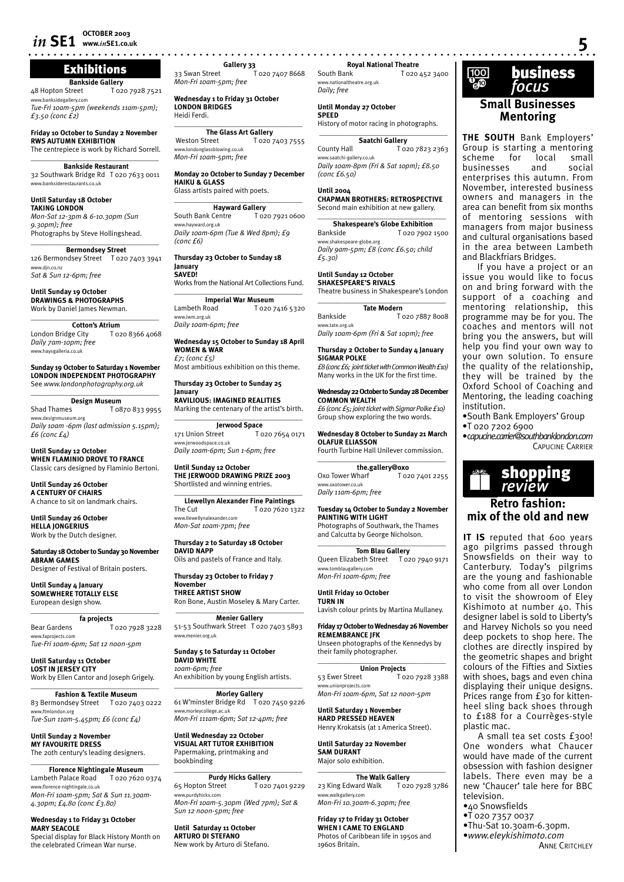# Exhibitions

**Bankside Gallery**
48 Hopton Street T 020 7928 7521
www.banksidegallery.com
*Tue-Fri 10am-5pm (weekends 11am-5pm); £3.50 (conc £2)*

**Friday 10 October to Sunday 2 November**
**RWS AUTUMN EXHIBITION**
The centrepiece is work by Richard Sorrell.

**Bankside Restaurant**
32 Southwark Bridge Rd T 020 7633 0011
www.banksiderestaurants.co.uk

**Until Saturday 18 October**
**TAKING LONDON**
*Mon-Sat 12-3pm & 6-10.30pm (Sun 9.30pm); free*
Photographs by Steve Hollingshead.

**Bermondsey Street**
126 Bermondsey Street T 020 7403 3941
www.djn.co.nz
*Sat & Sun 12-6pm; free*

**Until Sunday 19 October**
**DRAWINGS & PHOTOGRAPHS**
Work by Daniel James Newman.

**Cotton's Atrium**
London Bridge City T 020 8366 4068
*Daily 7am-10pm; free*
www.haysgalleria.co.uk

**Sunday 19 October to Saturday 1 November**
**LONDON INDEPENDENT PHOTOGRAPHY**
See *www.londonphotography.org.uk*

**Design Museum**
Shad Thames T 0870 833 9955
www.designmuseum.org
*Daily 10am -6pm (last admission 5.15pm); £6 (conc £4)*

**Until Sunday 12 October**
**WHEN FLAMINIO DROVE TO FRANCE**
Classic cars designed by Flaminio Bertoni.

**Until Sunday 26 October**
**A CENTURY OF CHAIRS**
A chance to sit on landmark chairs.

**Until Sunday 26 October**
**HELLA JONGERIUS**
Work by the Dutch designer.

**Saturday 18 October to Sunday 30 November**
**ABRAM GAMES**
Designer of Festival of Britain posters.

**Until Sunday 4 January**
**SOMEWHERE TOTALLY ELSE**
European design show.

**fa projects**
Bear Gardens T 020 7928 3228
www.faprojects.com
*Tue-Fri 10am-6pm; Sat 12 noon-5pm*

**Until Saturday 11 October**
**LOST IN JERSEY CITY**
Work by Ellen Cantor and Joseph Grigely.

**Fashion & Textile Museum**
83 Bermondsey Street T 020 7403 0222
www.ftmlondon.org
*Tue-Sun 11am-5.45pm; £6 (conc £4)*

**Until Sunday 2 November**
**MY FAVOURITE DRESS**
The 20th century's leading designers.

**Florence Nightingale Museum**
Lambeth Palace Road T 020 7620 0374
www.florence-nightingale.co.uk
*Mon-Fri 10am-5pm; Sat & Sun 11.30am-4.30pm; £4.80 (conc £3.80)*

**Wednesday 1 to Friday 31 October**
**MARY SEACOLE**
Special display for Black History Month on the celebrated Crimean War nurse.

**Gallery 33**
33 Swan Street T 020 7407 8668
*Mon-Fri 10am-5pm; free*

**Wednesday 1 to Friday 31 October**
**LONDON BRIDGES**
Heidi Ferdi.

**The Glass Art Gallery**
Weston Street T 020 7403 7555
www.londonglassblowing.co.uk
*Mon-Fri 10am-5pm; free*

**Monday 20 October to Sunday 7 December**
**HAIKU & GLASS**
Glass artists paired with poets.

**Hayward Gallery**
South Bank Centre T 020 7921 0600
www.hayward.org.uk
*Daily 10am-6pm (Tue & Wed 8pm); £9 (conc £6)*

**Thursday 23 October to Sunday 18 January**
**SAVED!**
Works from the National Art Collections Fund.

**Imperial War Museum**
Lambeth Road T 020 7416 5320
www.iwm.org.uk
*Daily 10am-6pm; free*

**Wednesday 15 October to Sunday 18 April**
**WOMEN & WAR**
*£7; (conc £5)*
Most ambitious exhibition on this theme.

**Thursday 23 October to Sunday 25 January**
**RAVILIOUS: IMAGINED REALITIES**
Marking the centenary of the artist's birth.

**Jerwood Space**
171 Union Street T 020 7654 0171
www.jerwoodspace.co.uk
*Daily 10am-6pm; Sun 1-6pm; free*

**Until Sunday 12 October**
**THE JERWOOD DRAWING PRIZE 2003**
Shortlisted and winning entries.

**Llewellyn Alexander Fine Paintings**
The Cut T 020 7620 1322
www.llewellynalexander.com
*Mon-Sat 10am-7pm; free*

**Thursday 2 to Saturday 18 October**
**DAVID NAPP**
Oils and pastels of France and Italy.

**Thursday 23 October to Friday 7 November**
**THREE ARTIST SHOW**
Ron Bone, Austin Moseley & Mary Carter.

**Menier Gallery**
51-53 Southwark Street T 020 7403 5893
www.menier.org.uk

**Sunday 5 to Saturday 11 October**
**DAVID WHITE**
*10am-6pm; free*
An exhibition by young English artists.

**Morley Gallery**
61 W'minster Bridge Rd T 020 7450 9226
www.morleycollege.ac.uk
*Mon-Fri 111am-6pm; Sat 12-4pm; free*

**Until Wednesday 22 October**
**VISUAL ART TUTOR EXHIBITION**
Papermaking, printmaking and bookbinding

**Purdy Hicks Gallery**
65 Hopton Street T 020 7401 9229
www.purdyhicks.com
*Mon-Fri 10am-5.30pm (Wed 7pm); Sat & Sun 12 noon-5pm; free*

**Until Saturday 11 October**
**ARTURO DI STEFANO**
New work by Arturo di Stefano.

**Royal National Theatre**
South Bank T 020 452 3400
www.nationaltheatre.org.uk
*Daily; free*

**Until Monday 27 October**
**SPEED**
History of motor racing in photographs.

**Saatchi Gallery**
County Hall T 020 7823 2363
www.saatchi-gallery.co.uk
*Daily 10am-8pm (Fri & Sat 10pm); £8.50 (conc £6.50)*

**Until 2004**
**CHAPMAN BROTHERS: RETROSPECTIVE**
Second main exhibition at new gallery.

**Shakespeare's Globe Exhibition**
Bankside T 020 7902 1500
www.shakespeare-globe.org
*Daily 9am-5pm; £8 (conc £6.50; child £5.30)*

**Until Sunday 12 October**
**SHAKESPEARE'S RIVALS**
Theatre business in Shakespeare's London

**Tate Modern**
Bankside T 020 7887 8008
www.tate.org.uk
*Daily 10am-6pm (Fri & Sat 10pm); free*

**Thursday 2 October to Sunday 4 January**
**SIGMAR POLKE**
*£8 (conc £6; joint ticket with Common Wealth £10)*
Many works in the UK for the first time.

**Wednesday 22 October to Sunday 28 December**
**COMMON WEALTH**
*£6 (conc £5; joint ticket with Sigmar Polke £10)*
Group show exploring the two words.

**Wednesday 8 October to Sunday 21 March**
**OLAFUR ELIASSON**
Fourth Turbine Hall Unilever commission.

**the.gallery@oxo**
Oxo Tower Wharf T 020 7401 2255
www.oxotower.co.uk
*Daily 11am-6pm; free*

**Tuesday 14 October to Sunday 2 November**
**PAINTING WITH LIGHT**
Photographs of Southwark, the Thames and Calcutta by George Nicholson.

**Tom Blau Gallery**
Queen Elizabeth Street T 020 7940 9171
www.tomblaugallery.com
*Mon-Fri 10am-6pm; free*

**Until Friday 10 October**
**TURN IN**
Lavish colour prints by Martina Mullaney.

**Friday 17 October to Wednesday 26 November**
**REMEMBRANCE JFK**
Unseen photographs of the Kennedys by their family photographer.

**Union Projects**
53 Ewer Street T 020 7928 3388
www.unionprojects.com
*Mon-Fri 10am-6pm, Sat 12 noon-5pm*

**Until Saturday 1 November**
**HARD PRESSED HEAVEN**
Henry Krokatsis (at 1 America Street).

**Until Saturday 22 November**
**SAM DURANT**
Major solo exhibition.

**The Walk Gallery**
23 King Edward Walk T 020 7928 3786
www.walkgallery.com
*Mon-Fri 10.30am-6.30pm; free*

**Friday 17 to Friday 31 October**
**WHEN I CAME TO ENGLAND**
Photos of Caribbean life in 1950s and 1960s Britain.

# business *focus*

## Small Businesses Mentoring

**THE SOUTH** Bank Employers' Group is starting a mentoring scheme for local small businesses and social enterprises this autumn. From November, interested business owners and managers in the area can benefit from six months of mentoring sessions with managers from major business and cultural organisations based in the area between Lambeth and Blackfriars Bridges.

If you have a project or an issue you would like to focus on and bring forward with the support of a coaching and mentoring relationship, this programme may be for you. The coaches and mentors will not bring you the answers, but will help you find your own way to your own solution. To ensure the quality of the relationship, they will be trained by the Oxford School of Coaching and Mentoring, the leading coaching institution.

- South Bank Employers' Group
- T 020 7202 6900
- *capucine.carrier@southbanklondon.com*

CAPUCINE CARRIER

# shopping *review*

## Retro fashion: mix of the old and new

**IT IS** reputed that 600 years ago pilgrims passed through Snowsfields on their way to Canterbury. Today's pilgrims are the young and fashionable who come from all over London to visit the showroom of Eley Kishimoto at number 40. This designer label is sold to Liberty's and Harvey Nichols so you need deep pockets to shop here. The clothes are directly inspired by the geometric shapes and bright colours of the Fifties and Sixties with shoes, bags and even china displaying their unique designs. Prices range from £30 for kitten-heel sling back shoes through to £188 for a Courrèges-style plastic mac.

A small tea set costs £300! One wonders what Chaucer would have made of the current obsession with fashion designer labels. There even may be a new 'Chaucer' tale here for BBC television.

- 40 Snowsfields
- T 020 7357 0037
- Thu-Sat 10.30am-6.30pm.
- *www.eleykishimoto.com*

ANNE CRITCHLEY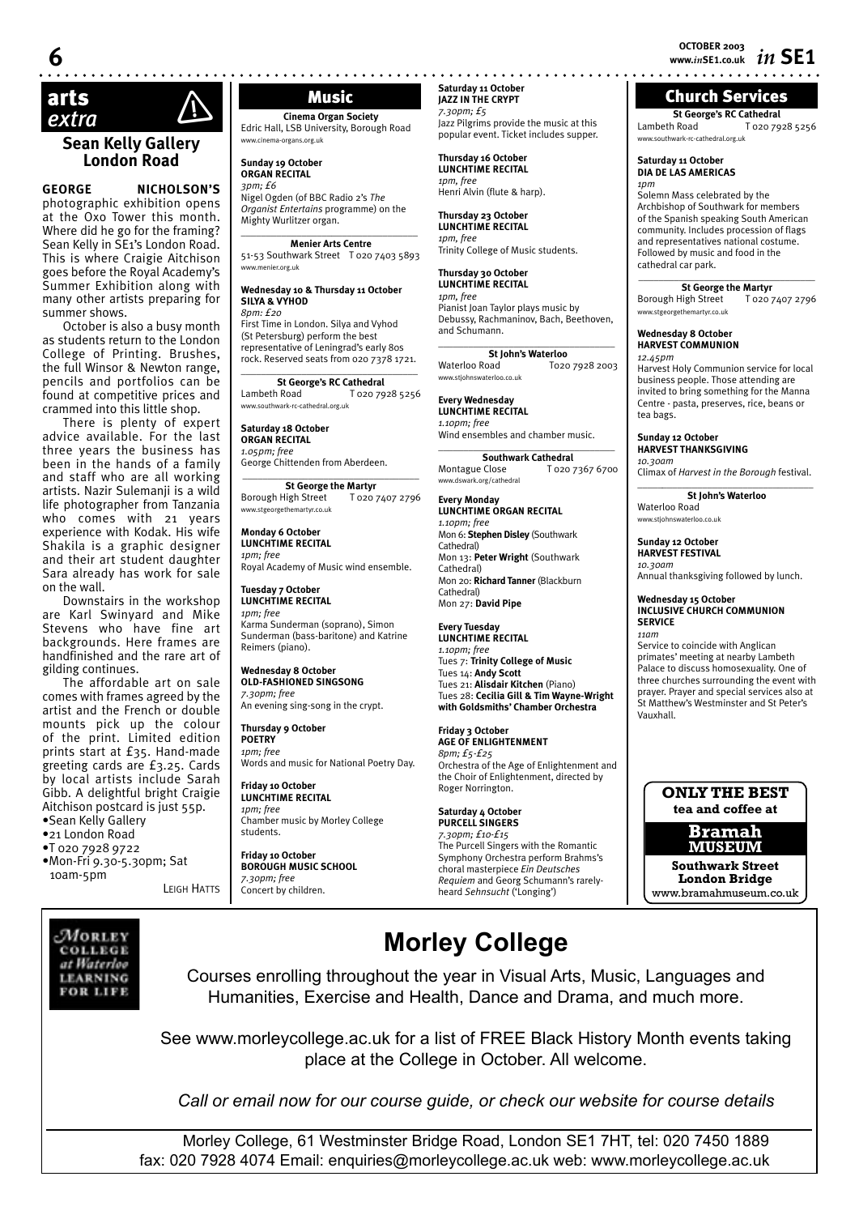# arts extra

## Sean Kelly Gallery London Road

**GEORGE NICHOLSON'S** photographic exhibition opens at the Oxo Tower this month. Where did he go for the framing? Sean Kelly in SE1's London Road. This is where Craigie Aitchison goes before the Royal Academy's Summer Exhibition along with many other artists preparing for summer shows.

October is also a busy month as students return to the London College of Printing. Brushes, the full Winsor & Newton range, pencils and portfolios can be found at competitive prices and crammed into this little shop.

There is plenty of expert advice available. For the last three years the business has been in the hands of a family and staff who are all working artists. Nazir Sulemanji is a wild life photographer from Tanzania who comes with 21 years experience with Kodak. His wife Shakila is a graphic designer and their art student daughter Sara already has work for sale on the wall.

Downstairs in the workshop are Karl Swinyard and Mike Stevens who have fine art backgrounds. Here frames are handfinished and the rare art of gilding continues.

The affordable art on sale comes with frames agreed by the artist and the French or double mounts pick up the colour of the print. Limited edition prints start at £35. Hand-made greeting cards are £3.25. Cards by local artists include Sarah Gibb. A delightful bright Craigie Aitchison postcard is just 55p.

- Sean Kelly Gallery
- 21 London Road
- T 020 7928 9722
- Mon-Fri 9.30-5.30pm; Sat 10am-5pm

LEIGH HATTS

## Music

**Cinema Organ Society**
Edric Hall, LSB University, Borough Road
www.cinema-organs.org.uk

**Sunday 19 October**
**ORGAN RECITAL**
*3pm; £6*
Nigel Ogden (of BBC Radio 2's *The Organist Entertains* programme) on the Mighty Wurlitzer organ.

**Menier Arts Centre**
51-53 Southwark Street T 020 7403 5893
www.menier.org.uk

**Wednesday 10 & Thursday 11 October**
**SILYA & VYHOD**
*8pm: £20*
First Time in London. Silya and Vyhod (St Petersburg) perform the best representative of Leningrad's early 80s rock. Reserved seats from 020 7378 1721.

**St George's RC Cathedral**
Lambeth Road T 020 7928 5256
www.southwark-rc-cathedral.org.uk

**Saturday 18 October**
**ORGAN RECITAL**
*1.05pm; free*
George Chittenden from Aberdeen.

**St George the Martyr**
Borough High Street T 020 7407 2796
www.stgeorgethemartyr.co.uk

**Monday 6 October**
**LUNCHTIME RECITAL**
*1pm; free*
Royal Academy of Music wind ensemble.

**Tuesday 7 October**
**LUNCHTIME RECITAL**
*1pm; free*
Karma Sunderman (soprano), Simon Sunderman (bass-baritone) and Katrine Reimers (piano).

**Wednesday 8 October**
**OLD-FASHIONED SINGSONG**
*7.30pm; free*
An evening sing-song in the crypt.

**Thursday 9 October**
**POETRY**
*1pm; free*
Words and music for National Poetry Day.

**Friday 10 October**
**LUNCHTIME RECITAL**
*1pm; free*
Chamber music by Morley College students.

**Friday 10 October**
**BOROUGH MUSIC SCHOOL**
*7.30pm; free*
Concert by children.

**Saturday 11 October**
**JAZZ IN THE CRYPT**
*7.30pm; £5*
Jazz Pilgrims provide the music at this popular event. Ticket includes supper.

**Thursday 16 October**
**LUNCHTIME RECITAL**
*1pm, free*
Henri Alvin (flute & harp).

**Thursday 23 October**
**LUNCHTIME RECITAL**
*1pm, free*
Trinity College of Music students.

**Thursday 30 October**
**LUNCHTIME RECITAL**
*1pm, free*
Pianist Joan Taylor plays music by Debussy, Rachmaninov, Bach, Beethoven, and Schumann.

**St John's Waterloo**
Waterloo Road T020 7928 2003
www.stjohnswaterloo.co.uk

**Every Wednesday**
**LUNCHTIME RECITAL**
*1.10pm; free*
Wind ensembles and chamber music.

**Southwark Cathedral**
Montague Close T 020 7367 6700
www.dswark.org/cathedral

**Every Monday**
**LUNCHTIME ORGAN RECITAL**
*1.10pm; free*
Mon 6: **Stephen Disley** (Southwark Cathedral)
Mon 13: **Peter Wright** (Southwark Cathedral)
Mon 20: **Richard Tanner** (Blackburn Cathedral)
Mon 27: **David Pipe**

**Every Tuesday**
**LUNCHTIME RECITAL**
*1.10pm; free*
Tues 7: **Trinity College of Music**
Tues 14: **Andy Scott**
Tues 21: **Alisdair Kitchen** (Piano)
Tues 28: **Cecilia Gill & Tim Wayne-Wright with Goldsmiths' Chamber Orchestra**

**Friday 3 October**
**AGE OF ENLIGHTENMENT**
*8pm; £5-£25*
Orchestra of the Age of Enlightenment and the Choir of Enlightenment, directed by Roger Norrington.

**Saturday 4 October**
**PURCELL SINGERS**
*7.30pm; £10-£15*
The Purcell Singers with the Romantic Symphony Orchestra perform Brahms's choral masterpiece *Ein Deutsches Requiem* and Georg Schumann's rarely-heard *Sehnsucht* ('Longing')

## Church Services

**St George's RC Cathedral**
Lambeth Road T 020 7928 5256
www.southwark-rc-cathedral.org.uk

**Saturday 11 October**
**DIA DE LAS AMERICAS**
*1pm*
Solemn Mass celebrated by the Archbishop of Southwark for members of the Spanish speaking South American community. Includes procession of flags and representatives national costume. Followed by music and food in the cathedral car park.

**St George the Martyr**
Borough High Street T 020 7407 2796
www.stgeorgethemartyr.co.uk

**Wednesday 8 October**
**HARVEST COMMUNION**
*12.45pm*
Harvest Holy Communion service for local business people. Those attending are invited to bring something for the Manna Centre - pasta, preserves, rice, beans or tea bags.

**Sunday 12 October**
**HARVEST THANKSGIVING**
*10.30am*
Climax of *Harvest in the Borough* festival.

**St John's Waterloo**
Waterloo Road
www.stjohnswaterloo.co.uk

**Sunday 12 October**
**HARVEST FESTIVAL**
*10.30am*
Annual thanksgiving followed by lunch.

**Wednesday 15 October**
**INCLUSIVE CHURCH COMMUNION SERVICE**
*11am*
Service to coincide with Anglican primates' meeting at nearby Lambeth Palace to discuss homosexuality. One of three churches surrounding the event with prayer. Prayer and special services also at St Matthew's Westminster and St Peter's Vauxhall.

**ONLY THE BEST**
**tea and coffee at**
**Bramah MUSEUM**
**Southwark Street London Bridge**
www.bramahmuseum.co.uk

MORLEY COLLEGE at Waterloo LEARNING FOR LIFE

# Morley College

Courses enrolling throughout the year in Visual Arts, Music, Languages and Humanities, Exercise and Health, Dance and Drama, and much more.

See www.morleycollege.ac.uk for a list of FREE Black History Month events taking place at the College in October. All welcome.

*Call or email now for our course guide, or check our website for course details*

Morley College, 61 Westminster Bridge Road, London SE1 7HT, tel: 020 7450 1889
fax: 020 7928 4074 Email: enquiries@morleycollege.ac.uk web: www.morleycollege.ac.uk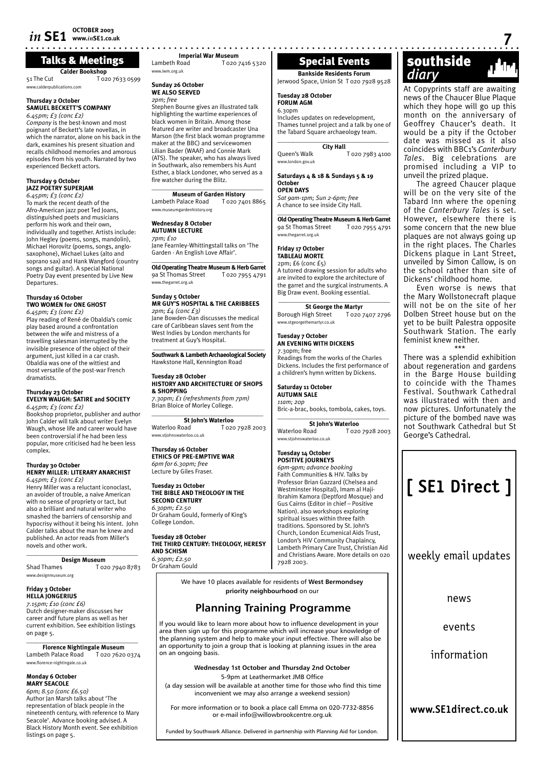## Talks & Meetings

**Calder Bookshop**
51 The Cut T 020 7633 0599
www.calderpublications.com

**Thursday 2 October**
**SAMUEL BECKETT'S COMPANY**
*6.45pm; £3 (conc £2)*
*Company* is the best-known and most poignant of Beckett's late novellas, in which the narrator, alone on his back in the dark, examines his present situation and recalls childhood memories and amorous episodes from his youth. Narrated by two experienced Beckett actors.

**Thursday 9 October**
**JAZZ POETRY SUPERJAM**
*6.45pm; £3 (conc £2)*
To mark the recent death of the Afro-American jazz poet Ted Joans, distinguished poets and musicians perform his work and their own, individually and together. Artists include: John Hegley (poems, songs, mandolin), Michael Horovitz (poems, songs, anglo-saxophone), Michael Lukes (alto and soprano sax) and Hank Wangford (country songs and guitar). A special National Poetry Day event presented by Live New Departures.

**Thursday 16 October**
**TWO WOMEN for ONE GHOST**
*6.45pm; £3 (conc £2)*
Play reading of René de Obaldia's comic play based around a confrontation between the wife and mistress of a travelling salesman interrupted by the invisible presence of the object of their argument, just killed in a car crash. Obaldia was one of the wittiest and most versatile of the post-war French dramatists.

**Thursday 23 October**
**EVELYN WAUGH: SATIRE and SOCIETY**
*6.45pm; £3 (conc £2)*
Bookshop proprietor, publisher and author John Calder will talk about writer Evelyn Waugh, whose life and career would have been controversial if he had been less popular, more criticised had he been less complex.

**Thursday 30 October**
**HENRY MILLER: LITERARY ANARCHIST**
*6.45pm; £3 (conc £2)*
Henry Miller was a reluctant iconoclast, an avoider of trouble, a naive American with no sense of propriety or tact, but also a brilliant and natural writer who smashed the barriers of censorship and hypocrisy without it being his intent. John Calder talks about the man he knew and published. An actor reads from Miller's novels and other work.

**Design Museum**
Shad Thames T 020 7940 8783
www.designmuseum.org

**Friday 3 October**
**HELLA JONGERIUS**
*7.15pm; £10 (conc £6)*
Dutch designer-maker discusses her career andf future plans as well as her current exhibition. See exhibition listings on page 5.

**Florence Nightingale Museum**
Lambeth Palace Road T 020 7620 0374
www.florence-nightingale.co.uk

**Monday 6 October**
**MARY SEACOLE**
*6pm; 8.50 (conc £6.50)*
Author Jan Marsh talks about 'The representation of black people in the nineteenth century, with reference to Mary Seacole'. Advance booking advised. A Black History Month event. See exhibition listings on page 5.

**Imperial War Museum**
Lambeth Road T 020 7416 5320
www.iwm.org.uk

**Sunday 26 October**
**WE ALSO SERVED**
*2pm; free*
Stephen Bourne gives an illustrated talk highlighting the wartime experiences of black women in Britain. Among those featured are writer and broadcaster Una Marson (the first black woman programme maker at the BBC) and servicewomen Lilian Bader (WAAF) and Connie Mark (ATS). The speaker, who has always lived in Southwark, also remembers his Aunt Esther, a black Londoner, who served as a fire watcher during the Blitz.

**Museum of Garden History**
Lambeth Palace Road T 020 7401 8865
www.museumgardenhistory.org

**Wednesday 8 October**
**AUTUMN LECTURE**
*7pm; £10*
Jane Fearnley-Whittingstall talks on 'The Garden - An English Love Affair'.

**Old Operating Theatre Museum & Herb Garret**
9a St Thomas Street T 020 7955 4791
www.thegarret.org.uk

**Sunday 5 October**
**MR GUY'S HOSPITAL & THE CARIBBEES**
*2pm; £4 (conc £3)*
Jane Bowden-Dan discusses the medical care of Caribbean slaves sent from the West Indies by London merchants for treatment at Guy's Hospital.

**Southwark & Lambeth Archaeological Society**
Hawkstone Hall, Kennington Road

**Tuesday 28 October**
**HISTORY AND ARCHITECTURE OF SHOPS & SHOPPING**
*7.30pm; £1 (refreshments from 7pm)*
Brian Bloice of Morley College.

**St John's Waterloo**
Waterloo Road T 020 7928 2003
www.stjohnswaterloo.co.uk

**Thursday 16 October**
**ETHICS OF PRE-EMPTIVE WAR**
*6pm for 6.30pm; free*
Lecture by Giles Fraser.

**Tuesday 21 October**
**THE BIBLE AND THEOLOGY IN THE SECOND CENTURY**
*6.30pm; £2.50*
Dr Graham Gould, formerly of King's College London.

**Tuesday 28 October**
**THE THIRD CENTURY: THEOLOGY, HERESY AND SCHISM**
*6.30pm; £2.50*
Dr Graham Gould

## Special Events

**Bankside Residents Forum**
Jerwood Space, Union St T 020 7928 9528

**Tuesday 28 October**
**FORUM AGM**
6.30pm
Includes updates on redevelopment, Thames tunnel project and a talk by one of the Tabard Square archaeology team.

**City Hall**
Queen's Walk T 020 7983 4100
www.london.gov.uk

**Saturdays 4 & 18 & Sundays 5 & 19 October**
**OPEN DAYS**
*Sat 9am-1pm; Sun 2-6pm; free*
A chance to see inside City Hall.

**Old Operating Theatre Museum & Herb Garret**
9a St Thomas Street T 020 7955 4791
www.thegarret.org.uk

**Friday 17 October**
**TABLEAU MORTE**
2pm; £6 (conc £5)
A tutored drawing session for adults who are invited to explore the architecture of the garret and the surgical instruments. A Big Draw event. Booking essential.

**St George the Martyr**
Borough High Street T 020 7407 2796
www.stgeorgethemartyr.co.uk

**Tuesday 7 October**
**AN EVENING WITH DICKENS**
7.30pm; free
Readings from the works of the Charles Dickens. Includes the first performance of a children's hymn written by Dickens.

**Saturday 11 October**
**AUTUMN SALE**
*11am; 20p*
Bric-a-brac, books, tombola, cakes, toys.

**St John's Waterloo**
Waterloo Road T 020 7928 2003
www.stjohnswaterloo.co.uk

**Tuesday 14 October**
**POSITIVE JOURNEYS**
*6pm-9pm; advance booking*
Faith Communities & HIV. Talks by Professor Brian Gazzard (Chelsea and Westminster Hospital), Imam al Haji-Ibrahim Kamora (Deptford Mosque) and Gus Cairns (Editor in chief – Positive Nation). also workshops exploring spiritual issues within three faith traditions. Sponsored by St. John's Church, London Ecumenical Aids Trust, London's HIV Community Chaplaincy, Lambeth Primary Care Trust, Christian Aid and Christians Aware. More details on 020 7928 2003.

We have 10 places available for residents of **West Bermondsey priority neighbourhood** on our

## Planning Training Programme

If you would like to learn more about how to influence development in your area then sign up for this programme which will increase your knowledge of the planning system and help to make your input effective. There will also be an opportunity to join a group that is looking at planning issues in the area on an ongoing basis.

**Wednesday 1st October and Thursday 2nd October**
5-9pm at Leathermarket JMB Office
(a day session will be available at another time for those who find this time inconvenient we may also arrange a weekend session)

For more information or to book a place call Emma on 020-7732-8856 or e-mail info@willowbrookcentre.org.uk

Funded by Southwark Alliance. Delivered in partnership with Planning Aid for London.

## southside *diary*

At Copyprints staff are awaiting news of the Chaucer Blue Plaque which they hope will go up this month on the anniversary of Geoffrey Chaucer's death. It would be a pity if the October date was missed as it also coincides with BBC1's *Canterbury Tales*. Big celebrations are promised including a VIP to unveil the prized plaque.

The agreed Chaucer plaque will be on the very site of the Tabard Inn where the opening of the *Canterbury Tales* is set. However, elsewhere there is some concern that the new blue plaques are not always going up in the right places. The Charles Dickens plaque in Lant Street, unveiled by Simon Callow, is on the school rather than site of Dickens' childhood home.

Even worse is news that the Mary Wollstonecraft plaque will not be on the site of her Dolben Street house but on the yet to be built Palestra opposite Southwark Station. The early feminist knew neither.

\*\*\*

There was a splendid exhibition about regeneration and gardens in the Barge House building to coincide with the Thames Festival. Southwark Cathedral was illustrated with then and now pictures. Unfortunately the picture of the bombed nave was not Southwark Cathedral but St George's Cathedral.

**[ SE1 Direct ]**

weekly email updates

news

events

information

**www.SE1direct.co.uk**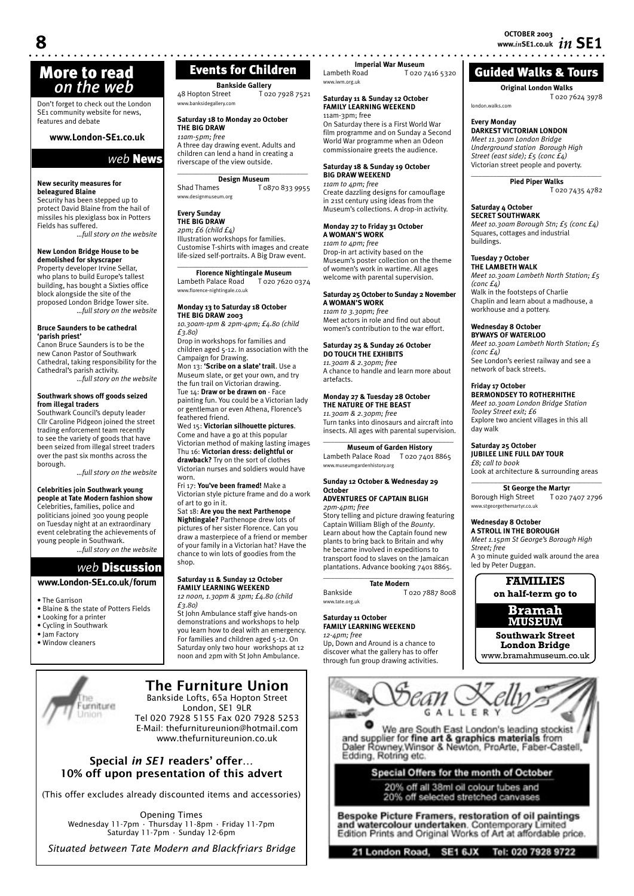## More to read *on the web*

Don't forget to check out the London SE1 community website for news, features and debate

**www.London-SE1.co.uk**

### *web* News

**New security measures for beleagured Blaine**
Security has been stepped up to protect David Blaine from the hail of missiles his plexiglass box in Potters Fields has suffered.
*...full story on the website*

**New London Bridge House to be demolished for skyscraper**
Property developer Irvine Sellar, who plans to build Europe's tallest building, has bought a Sixties office block alongside the site of the proposed London Bridge Tower site.
*...full story on the website*

**Bruce Saunders to be cathedral 'parish priest'**
Canon Bruce Saunders is to be the new Canon Pastor of Southwark Cathedral, taking responsibility for the Cathedral's parish activity.
*...full story on the website*

**Southwark shows off goods seized from illegal traders**
Southwark Council's deputy leader Cllr Caroline Pidgeon joined the street trading enforcement team recently to see the variety of goods that have been seized from illegal street traders over the past six months across the borough.
*...full story on the website*

**Celebrities join Southwark young people at Tate Modern fashion show**
Celebrities, families, police and politicians joined 300 young people on Tuesday night at an extraordinary event celebrating the achievements of young people in Southwark.
*...full story on the website*

### *web* Discussion

**www.London-SE1.co.uk/forum**

- The Garrison
- Blaine & the state of Potters Fields
- Looking for a printer
- Cycling in Southwark
- Jam Factory
- Window cleaners

## Events for Children

**Bankside Gallery**
48 Hopton Street T 020 7928 7521
www.banksidegallery.com

**Saturday 18 to Monday 20 October**
**THE BIG DRAW**
*11am-5pm; free*
A three day drawing event. Adults and children can lend a hand in creating a riverscape of the view outside.

**Design Museum**
Shad Thames T 0870 833 9955
www.designmuseum.org

**Every Sunday**
**THE BIG DRAW**
*2pm; £6 (child £4)*
Illustration workshops for families. Customise T-shirts with images and create life-sized self-portraits. A Big Draw event.

**Florence Nightingale Museum**
Lambeth Palace Road T 020 7620 0374
www.florence-nightingale.co.uk

**Monday 13 to Saturday 18 October**
**THE BIG DRAW 2003**
*10.30am-1pm & 2pm-4pm; £4.80 (child £3.80)*
Drop in workshops for families and children aged 5-12. In association with the Campaign for Drawing.
Mon 13: **'Scribe on a slate' trail**. Use a Museum slate, or get your own, and try the fun trail on Victorian drawing.
Tue 14: **Draw or be drawn on** - Face painting fun. You could be a Victorian lady or gentleman or even Athena, Florence's feathered friend.
Wed 15: **Victorian silhouette pictures**. Come and have a go at this popular Victorian method of making lasting images
Thu 16: **Victorian dress: delightful or drawback?** Try on the sort of clothes Victorian nurses and soldiers would have worn.
Fri 17: **You've been framed!** Make a Victorian style picture frame and do a work of art to go in it.
Sat 18: **Are you the next Parthenope Nightingale?** Parthenope drew lots of pictures of her sister Florence. Can you draw a masterpiece of a friend or member of your family in a Victorian hat? Have the chance to win lots of goodies from the shop.

**Saturday 11 & Sunday 12 October**
**FAMILY LEARNING WEEKEND**
*12 noon, 1.30pm & 3pm; £4.80 (child £3.80)*
St John Ambulance staff give hands-on demonstrations and workshops to help you learn how to deal with an emergency. For families and children aged 5-12. On Saturday only two hour workshops at 12 noon and 2pm with St John Ambulance.

**Imperial War Museum**
Lambeth Road T 020 7416 5320
www.iwm.org.uk

**Saturday 11 & Sunday 12 October**
**FAMILY LEARNING WEEKEND**
11am-3pm; free
On Saturday there is a First World War film programme and on Sunday a Second World War programme when an Odeon commissionaire greets the audience.

**Saturday 18 & Sunday 19 October**
**BIG DRAW WEEKEND**
*11am to 4pm; free*
Create dazzling designs for camouflage in 21st century using ideas from the Museum's collections. A drop-in activity.

**Monday 27 to Friday 31 October**
**A WOMAN'S WORK**
*11am to 4pm; free*
Drop-in art activity based on the Museum's poster collection on the theme of women's work in wartime. All ages welcome with parental supervision.

**Saturday 25 October to Sunday 2 November**
**A WOMAN'S WORK**
*11am to 3.30pm; free*
Meet actors in role and find out about women's contribution to the war effort.

**Saturday 25 & Sunday 26 October**
**DO TOUCH THE EXHIBITS**
*11.30am & 2.30pm; free*
A chance to handle and learn more about artefacts.

**Monday 27 & Tuesday 28 October**
**THE NATURE OF THE BEAST**
*11.30am & 2.30pm; free*
Turn tanks into dinosaurs and aircraft into insects. All ages with parental supervision.

**Museum of Garden History**
Lambeth Palace Road T 020 7401 8865
www.museumgardenhistory.org

**Sunday 12 October & Wednesday 29 October**
**ADVENTURES OF CAPTAIN BLIGH**
*2pm-4pm; free*
Story telling and picture drawing featuring Captain William Bligh of the *Bounty*. Learn about how the Captain found new plants to bring back to Britain and why he became involved in expeditions to transport food to slaves on the Jamaican plantations. Advance booking 7401 8865.

**Tate Modern**
Bankside T 020 7887 8008
www.tate.org.uk

**Saturday 11 October**
**FAMILY LEARNING WEEKEND**
*12-4pm; free*
Up, Down and Around is a chance to discover what the gallery has to offer through fun group drawing activities.

## Guided Walks & Tours

**Original London Walks**
T 020 7624 3978
london.walks.com

**Every Monday**
**DARKEST VICTORIAN LONDON**
*Meet 11.30am London Bridge Underground station Borough High Street (east side); £5 (conc £4)*
Victorian street people and poverty.

**Pied Piper Walks**
T 020 7435 4782

**Saturday 4 October**
**SECRET SOUTHWARK**
*Meet 10.30am Borough Stn; £5 (conc £4)*
Squares, cottages and industrial buildings.

**Tuesday 7 October**
**THE LAMBETH WALK**
*Meet 10.30am Lambeth North Station; £5 (conc £4)*
Walk in the footsteps of Charlie Chaplin and learn about a madhouse, a workhouse and a pottery.

**Wednesday 8 October**
**BYWAYS OF WATERLOO**
*Meet 10.30am Lambeth North Station; £5 (conc £4)*
See London's eeriest railway and see a network of back streets.

**Friday 17 October**
**BERMONDSEY TO ROTHERHITHE**
*Meet 10.30am London Bridge Station Tooley Street exit; £6*
Explore two ancient villages in this all day walk

**Saturday 25 October**
**JUBILEE LINE FULL DAY TOUR**
*£8; call to book*
Look at architecture & surrounding areas

**St George the Martyr**
Borough High Street T 020 7407 2796
www.stgeorgethemartyr.co.uk

**Wednesday 8 October**
**A STROLL IN THE BOROUGH**
*Meet 1.15pm St George's Borough High Street; free*
A 30 minute guided walk around the area led by Peter Duggan.

**FAMILIES**
**on half-term go to**
**Bramah MUSEUM**
**Southwark Street London Bridge**
www.bramahmuseum.co.uk

## The Furniture Union

Bankside Lofts, 65a Hopton Street
London, SE1 9LR
Tel 020 7928 5155 Fax 020 7928 5253
E-Mail: thefurnitureunion@hotmail.com
www.thefurnitureunion.co.uk

**Special *in SE1* readers' offer...**
**10% off upon presentation of this advert**

(This offer excludes already discounted items and accessories)

Opening Times
Wednesday 11-7pm · Thursday 11-8pm · Friday 11-7pm
Saturday 11-7pm · Sunday 12-6pm

*Situated between Tate Modern and Blackfriars Bridge*

## Sean Kelly GALLERY

We are South East London's leading stockist and supplier for **fine art & graphics materials** from Daler Rowney, Winsor & Newton, ProArte, Faber-Castell, Edding, Rotring etc.

**Special Offers for the month of October**

20% off all 38ml oil colour tubes and
20% off selected stretched canvases

**Bespoke Picture Framers, restoration of oil paintings and watercolour undertaken.** Contemporary Limited Edition Prints and Original Works of Art at affordable price.

21 London Road, SE1 6JX Tel: 020 7928 9722